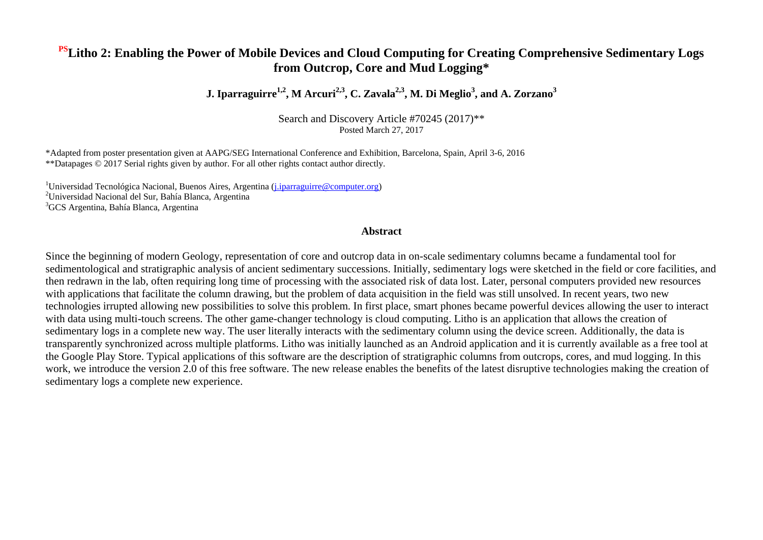# PS Litho 2: Enabling the Power of Mobile Devices and Cloud Computing for Creating Comprehensive Sedimentary Logs from Outcrop, Core and Mud Logging*

**J. Iparraguirre[1,2], M Arcuri[2,3], C. Zavala[2,3], M. Di Meglio[3], and A. Zorzano[3]**

Search and Discovery Article #70245 (2017)**
Posted March 27, 2017

*Adapted from poster presentation given at AAPG/SEG International Conference and Exhibition, Barcelona, Spain, April 3-6, 2016
**Datapages © 2017 Serial rights given by author. For all other rights contact author directly.

[1]Universidad Tecnológica Nacional, Buenos Aires, Argentina (j.iparraguirre@computer.org)
[2]Universidad Nacional del Sur, Bahía Blanca, Argentina
[3]GCS Argentina, Bahía Blanca, Argentina

## Abstract

Since the beginning of modern Geology, representation of core and outcrop data in on-scale sedimentary columns became a fundamental tool for sedimentological and stratigraphic analysis of ancient sedimentary successions. Initially, sedimentary logs were sketched in the field or core facilities, and then redrawn in the lab, often requiring long time of processing with the associated risk of data lost. Later, personal computers provided new resources with applications that facilitate the column drawing, but the problem of data acquisition in the field was still unsolved. In recent years, two new technologies irrupted allowing new possibilities to solve this problem. In first place, smart phones became powerful devices allowing the user to interact with data using multi-touch screens. The other game-changer technology is cloud computing. Litho is an application that allows the creation of sedimentary logs in a complete new way. The user literally interacts with the sedimentary column using the device screen. Additionally, the data is transparently synchronized across multiple platforms. Litho was initially launched as an Android application and it is currently available as a free tool at the Google Play Store. Typical applications of this software are the description of stratigraphic columns from outcrops, cores, and mud logging. In this work, we introduce the version 2.0 of this free software. The new release enables the benefits of the latest disruptive technologies making the creation of sedimentary logs a complete new experience.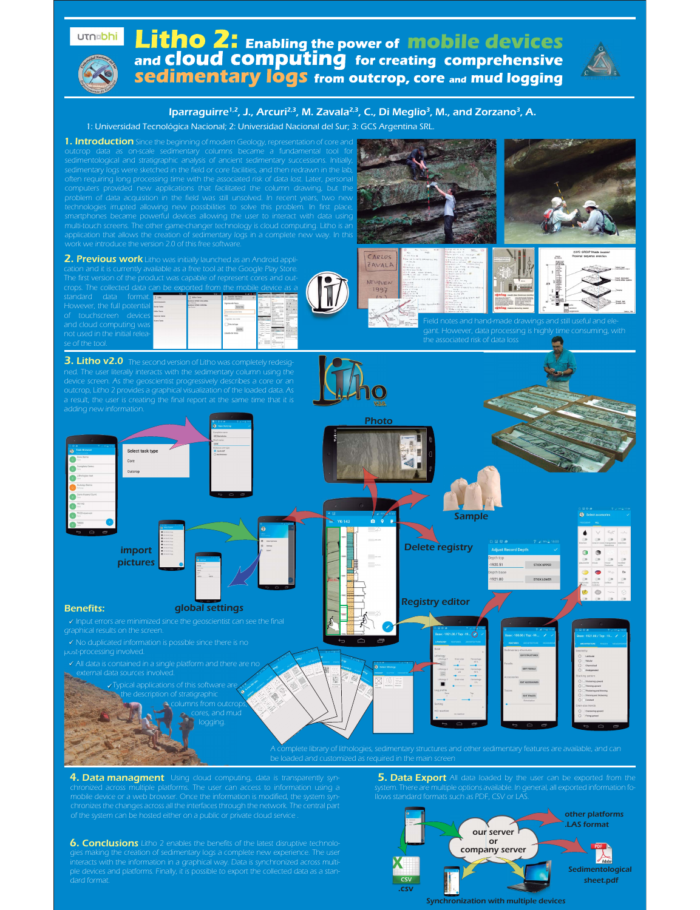# Litho 2: Enabling the power of mobile devices and cloud computing for creating comprehensive sedimentary logs from outcrop, core and mud logging

Iparraguirre[1,2], J., Arcuri[2,3], M. Zavala[2,3], C., Di Meglio[3], M., and Zorzano[3], A.

1: Universidad Tecnológica Nacional; 2: Universidad Nacional del Sur; 3: GCS Argentina SRL.

## 1. Introduction

Since the beginning of modern Geology, representation of core and outcrop data as on-scale sedimentary columns became a fundamental tool for sedimentological and stratigraphic analysis of ancient sedimentary successions. Initially, sedimentary logs were sketched in the field or core facilities, and then redrawn in the lab, often requiring long processing time with the associated risk of data lost. Later, personal computers provided new applications that facilitated the column drawing, but the problem of data acquisition in the field was still unsolved. In recent years, two new technologies irrupted allowing new possibilities to solve this problem. In first place, smartphones became powerful devices allowing the user to interact with data using multi-touch screens. The other game-changer technology is cloud computing. Litho is an application that allows the creation of sedimentary logs in a complete new way. In this work we introduce the version 2.0 of this free software.

## 2. Previous work

Litho was initially launched as an Android application and it is currently available as a free tool at the Google Play Store. The first version of the product was capable of represent cores and outcrops. The collected data can be exported from the mobile device as a standard data format. However, the full potential of touchscreen devices and cloud computing was not used in the initial release of the tool.

Field notes and hand-made drawings and still useful and elegant. However, data processing is highly time consuming, with the associated risk of data loss

## 3. Litho v2.0

The second version of Litho was completely redesigned. The user literally interacts with the sedimentary column using the device screen. As the geoscientist progressively describes a core or an outcrop, Litho 2 provides a graphical visualization of the loaded data. As a result, the user is creating the final report at the same time that it is adding new information.

Select task type

Core

Outcrop

Photo

Sample

Delete registry

import pictures

global settings

Registry editor

### Benefits:

- ✓ Input errors are minimized since the geoscientist can see the final graphical results on the screen.
- ✓ No duplicated information is possible since there is no post-processing involved.
- ✓ All data is contained in a single platform and there are no external data sources involved.
- ✓ Typical applications of this software are the description of stratigraphic columns from outcrops, cores, and mud logging.

A complete library of lithologies, sedimentary structures and other sedimentary features are available, and can be loaded and customized as required in the main screen

## 4. Data managment

Using cloud computing, data is transparently synchronized across multiple platforms. The user can access to information using a mobile device or a web browser. Once the information is modified, the system synchronizes the changes across all the interfaces through the network. The central part of the system can be hosted either on a public or private cloud service.

## 5. Data Export

All data loaded by the user can be exported from the system. There are multiple options available. In general, all exported information follows standard formats such as PDF, CSV or LAS.

our server or company server

other platforms .LAS format

Sedimentological sheet.pdf

.csv

Synchronization with multiple devices

## 6. Conclusions

Litho 2 enables the benefits of the latest disruptive technologies making the creation of sedimentary logs a complete new experience. The user interacts with the information in a graphical way. Data is synchronized across multiple devices and platforms. Finally, it is possible to export the collected data as a standard format.